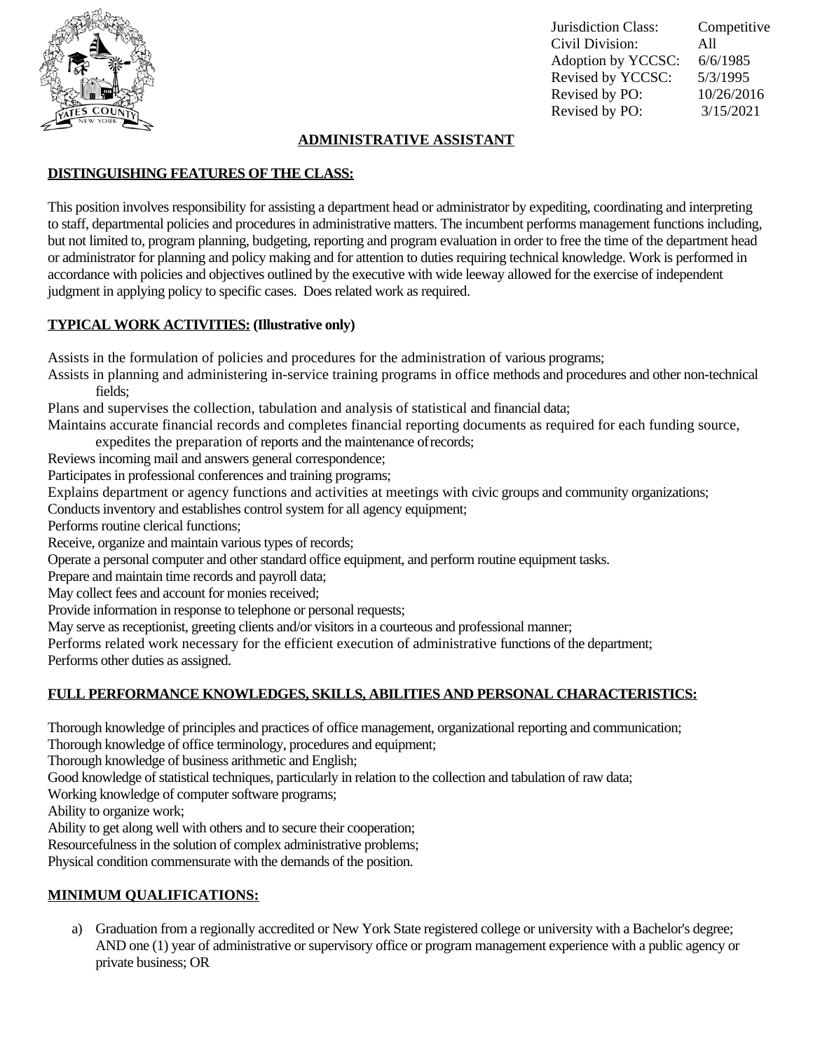| | |
|---|---|
| Jurisdiction Class: | Competitive |
| Civil Division: | All |
| Adoption by YCCSC: | 6/6/1985 |
| Revised by YCCSC: | 5/3/1995 |
| Revised by PO: | 10/26/2016 |
| Revised by PO: | 3/15/2021 |

# ADMINISTRATIVE ASSISTANT

## DISTINGUISHING FEATURES OF THE CLASS:

This position involves responsibility for assisting a department head or administrator by expediting, coordinating and interpreting to staff, departmental policies and procedures in administrative matters. The incumbent performs management functions including, but not limited to, program planning, budgeting, reporting and program evaluation in order to free the time of the department head or administrator for planning and policy making and for attention to duties requiring technical knowledge. Work is performed in accordance with policies and objectives outlined by the executive with wide leeway allowed for the exercise of independent judgment in applying policy to specific cases. Does related work as required.

## TYPICAL WORK ACTIVITIES: (Illustrative only)

Assists in the formulation of policies and procedures for the administration of various programs;
Assists in planning and administering in-service training programs in office methods and procedures and other non-technical fields;
Plans and supervises the collection, tabulation and analysis of statistical and financial data;
Maintains accurate financial records and completes financial reporting documents as required for each funding source, expedites the preparation of reports and the maintenance of records;
Reviews incoming mail and answers general correspondence;
Participates in professional conferences and training programs;
Explains department or agency functions and activities at meetings with civic groups and community organizations;
Conducts inventory and establishes control system for all agency equipment;
Performs routine clerical functions;
Receive, organize and maintain various types of records;
Operate a personal computer and other standard office equipment, and perform routine equipment tasks.
Prepare and maintain time records and payroll data;
May collect fees and account for monies received;
Provide information in response to telephone or personal requests;
May serve as receptionist, greeting clients and/or visitors in a courteous and professional manner;
Performs related work necessary for the efficient execution of administrative functions of the department;
Performs other duties as assigned.

## FULL PERFORMANCE KNOWLEDGES, SKILLS, ABILITIES AND PERSONAL CHARACTERISTICS:

Thorough knowledge of principles and practices of office management, organizational reporting and communication;
Thorough knowledge of office terminology, procedures and equipment;
Thorough knowledge of business arithmetic and English;
Good knowledge of statistical techniques, particularly in relation to the collection and tabulation of raw data;
Working knowledge of computer software programs;
Ability to organize work;
Ability to get along well with others and to secure their cooperation;
Resourcefulness in the solution of complex administrative problems;
Physical condition commensurate with the demands of the position.

## MINIMUM QUALIFICATIONS:

a) Graduation from a regionally accredited or New York State registered college or university with a Bachelor's degree; AND one (1) year of administrative or supervisory office or program management experience with a public agency or private business; OR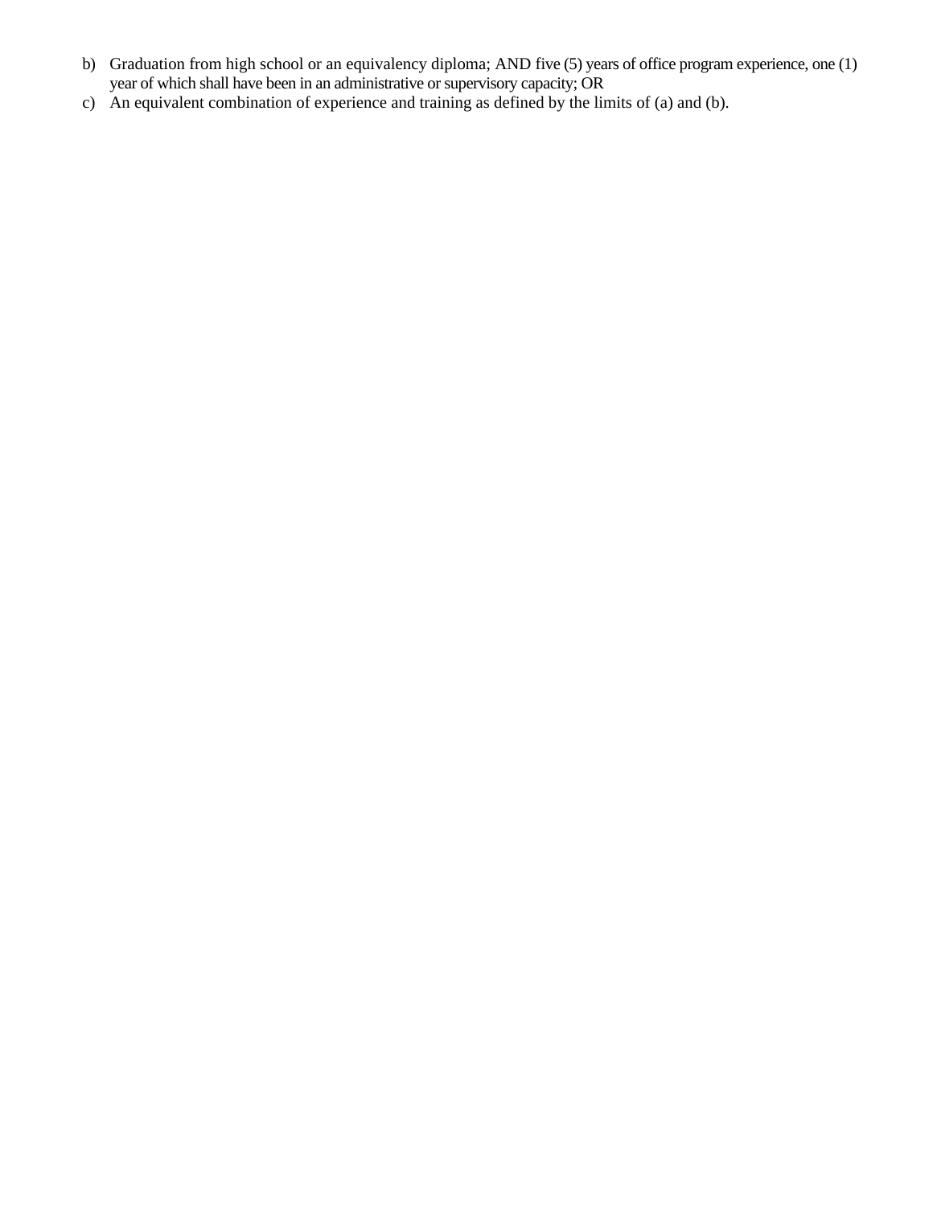b) Graduation from high school or an equivalency diploma; AND five (5) years of office program experience, one (1) year of which shall have been in an administrative or supervisory capacity; OR
c) An equivalent combination of experience and training as defined by the limits of (a) and (b).